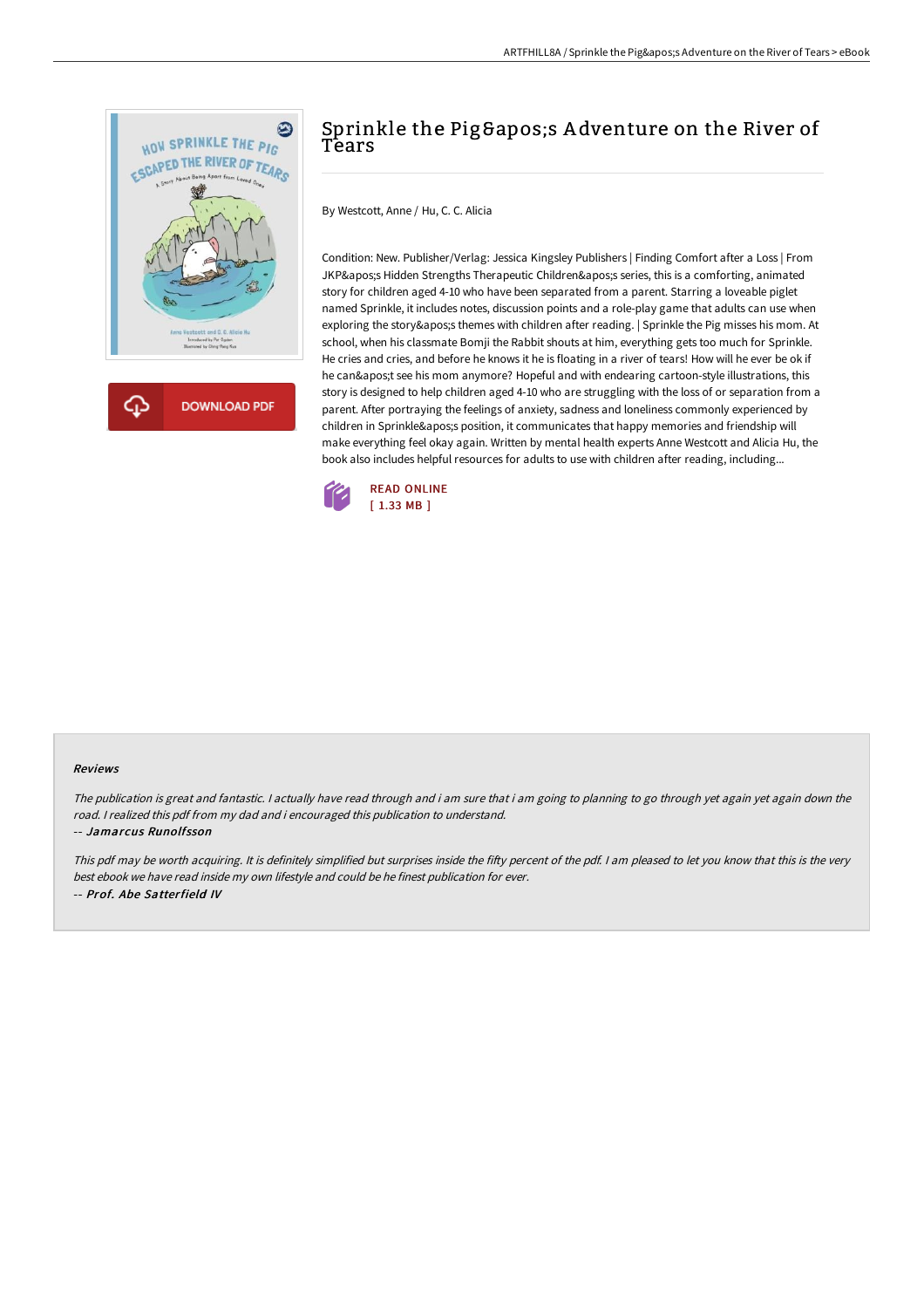# Sprinkle the Pig&apos;s Adventure on the River of Tears

By Westcott, Anne / Hu, C. C. Alicia

Condition: New. Publisher/Verlag: Jessica Kingsley Publishers | Finding Comfort after a Loss | From JKP&apos;s Hidden Strengths Therapeutic Children&apos;s series, this is a comforting, animated story for children aged 4-10 who have been separated from a parent. Starring a loveable piglet named Sprinkle, it includes notes, discussion points and a role-play game that adults can use when exploring the story&apos;s themes with children after reading. | Sprinkle the Pig misses his mom. At school, when his classmate Bomji the Rabbit shouts at him, everything gets too much for Sprinkle. He cries and cries, and before he knows it he is floating in a river of tears! How will he ever be ok if he can&apos;t see his mom anymore? Hopeful and with endearing cartoon-style illustrations, this story is designed to help children aged 4-10 who are struggling with the loss of or separation from a parent. After portraying the feelings of anxiety, sadness and loneliness commonly experienced by children in Sprinkle&apos;s position, it communicates that happy memories and friendship will make everything feel okay again. Written by mental health experts Anne Westcott and Alicia Hu, the book also includes helpful resources for adults to use with children after reading, including...

DOWNLOAD PDF

READ ONLINE
[ 1.33 MB ]

## Reviews

*The publication is great and fantastic. I actually have read through and i am sure that i am going to planning to go through yet again yet again down the road. I realized this pdf from my dad and i encouraged this publication to understand.*

-- ***Jamarcus Runolfsson***

*This pdf may be worth acquiring. It is definitely simplified but surprises inside the fifty percent of the pdf. I am pleased to let you know that this is the very best ebook we have read inside my own lifestyle and could be he finest publication for ever.*

-- ***Prof. Abe Satterfield IV***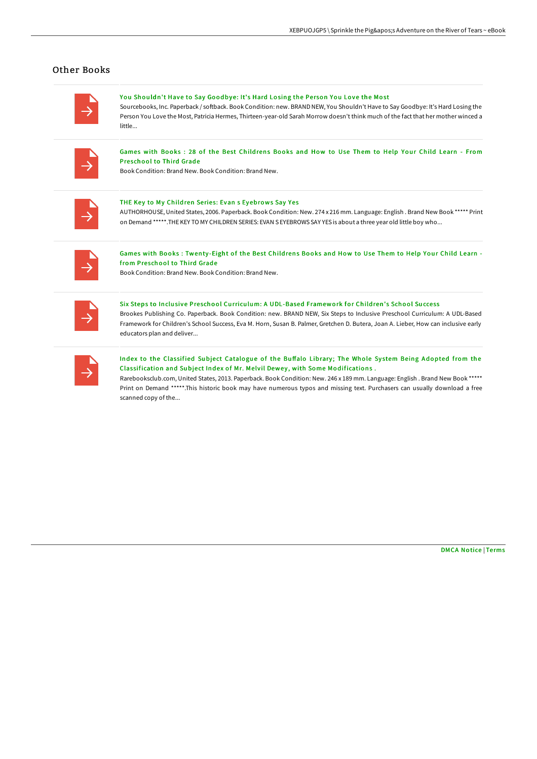## Other Books

**You Shouldn't Have to Say Goodbye: It's Hard Losing the Person You Love the Most**

Sourcebooks, Inc. Paperback / softback. Book Condition: new. BRAND NEW, You Shouldn't Have to Say Goodbye: It's Hard Losing the Person You Love the Most, Patricia Hermes, Thirteen-year-old Sarah Morrow doesn't think much of the fact that her mother winced a little...

**Games with Books : 28 of the Best Childrens Books and How to Use Them to Help Your Child Learn - From Preschool to Third Grade**

Book Condition: Brand New. Book Condition: Brand New.

**THE Key to My Children Series: Evan s Eyebrows Say Yes**

AUTHORHOUSE, United States, 2006. Paperback. Book Condition: New. 274 x 216 mm. Language: English . Brand New Book ***** Print on Demand *****.THE KEY TO MY CHILDREN SERIES: EVAN S EYEBROWS SAY YES is about a three year old little boy who...

**Games with Books : Twenty-Eight of the Best Childrens Books and How to Use Them to Help Your Child Learn - from Preschool to Third Grade**

Book Condition: Brand New. Book Condition: Brand New.

**Six Steps to Inclusive Preschool Curriculum: A UDL-Based Framework for Children's School Success**

Brookes Publishing Co. Paperback. Book Condition: new. BRAND NEW, Six Steps to Inclusive Preschool Curriculum: A UDL-Based Framework for Children's School Success, Eva M. Horn, Susan B. Palmer, Gretchen D. Butera, Joan A. Lieber, How can inclusive early educators plan and deliver...

**Index to the Classified Subject Catalogue of the Buffalo Library; The Whole System Being Adopted from the Classification and Subject Index of Mr. Melvil Dewey, with Some Modifications .**

Rarebooksclub.com, United States, 2013. Paperback. Book Condition: New. 246 x 189 mm. Language: English . Brand New Book ***** Print on Demand *****.This historic book may have numerous typos and missing text. Purchasers can usually download a free scanned copy of the...

DMCA Notice | Terms